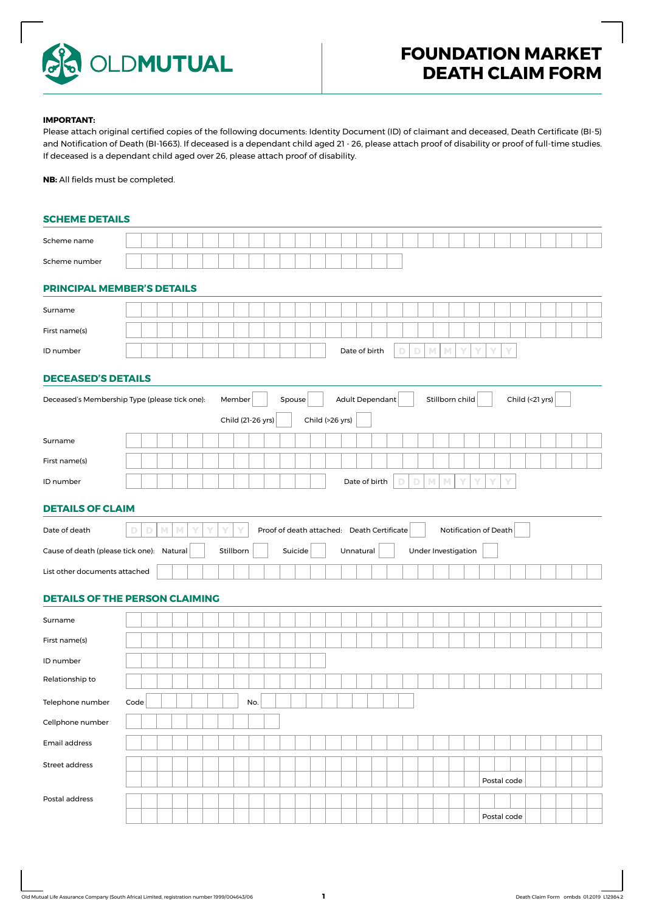# FOUNDATION MARKET DEATH CLAIM FORM

**IMPORTANT:**
Please attach original certified copies of the following documents: Identity Document (ID) of claimant and deceased, Death Certificate (BI-5) and Notification of Death (BI-1663). If deceased is a dependant child aged 21 - 26, please attach proof of disability or proof of full-time studies. If deceased is a dependant child aged over 26, please attach proof of disability.

**NB:** All fields must be completed.

## SCHEME DETAILS

Scheme name

Scheme number

## PRINCIPAL MEMBER'S DETAILS

Surname

First name(s)

ID number | Date of birth D D M M Y Y Y Y

## DECEASED'S DETAILS

Deceased's Membership Type (please tick one): Member ☐ Spouse ☐ Adult Dependant ☐ Stillborn child ☐ Child (<21 yrs) ☐ Child (21-26 yrs) ☐ Child (>26 yrs) ☐

Surname

First name(s)

ID number | Date of birth D D M M Y Y Y Y

## DETAILS OF CLAIM

Date of death D D M M Y Y Y Y | Proof of death attached: Death Certificate ☐ Notification of Death ☐

Cause of death (please tick one): Natural ☐ Stillborn ☐ Suicide ☐ Unnatural ☐ Under Investigation ☐

List other documents attached

## DETAILS OF THE PERSON CLAIMING

Surname

First name(s)

ID number

Relationship to

Telephone number Code | No.

Cellphone number

Email address

Street address

Postal code

Postal address

Postal code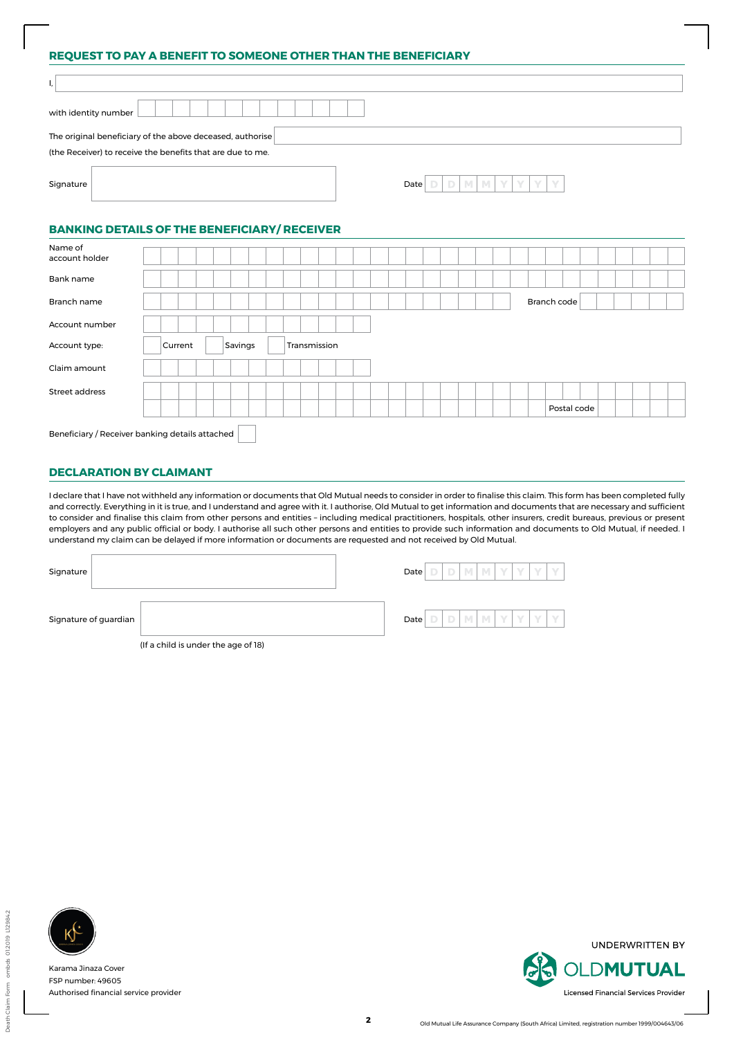## REQUEST TO PAY A BENEFIT TO SOMEONE OTHER THAN THE BENEFICIARY

I,

with identity number

The original beneficiary of the above deceased, authorise

(the Receiver) to receive the benefits that are due to me.

Signature

Date D D M M Y Y Y Y

## BANKING DETAILS OF THE BENEFICIARY/ RECEIVER

Name of account holder

Bank name

Branch name

Branch code

Account number

Account type: Current Savings Transmission

Claim amount

Street address

Postal code

Beneficiary / Receiver banking details attached

## DECLARATION BY CLAIMANT

I declare that I have not withheld any information or documents that Old Mutual needs to consider in order to finalise this claim. This form has been completed fully and correctly. Everything in it is true, and I understand and agree with it. I authorise, Old Mutual to get information and documents that are necessary and sufficient to consider and finalise this claim from other persons and entities – including medical practitioners, hospitals, other insurers, credit bureaus, previous or present employers and any public official or body. I authorise all such other persons and entities to provide such information and documents to Old Mutual, if needed. I understand my claim can be delayed if more information or documents are requested and not received by Old Mutual.

Signature

Date D D M M Y Y Y Y

Signature of guardian

(If a child is under the age of 18)

Date D D M M Y Y Y Y

Karama Jinaza Cover
FSP number: 49605
Authorised financial service provider

UNDERWRITTEN BY
OLDMUTUAL
Licensed Financial Services Provider

Old Mutual Life Assurance Company (South Africa) Limited, registration number 1999/004643/06

Death Claim Form omibds 012019 L129842